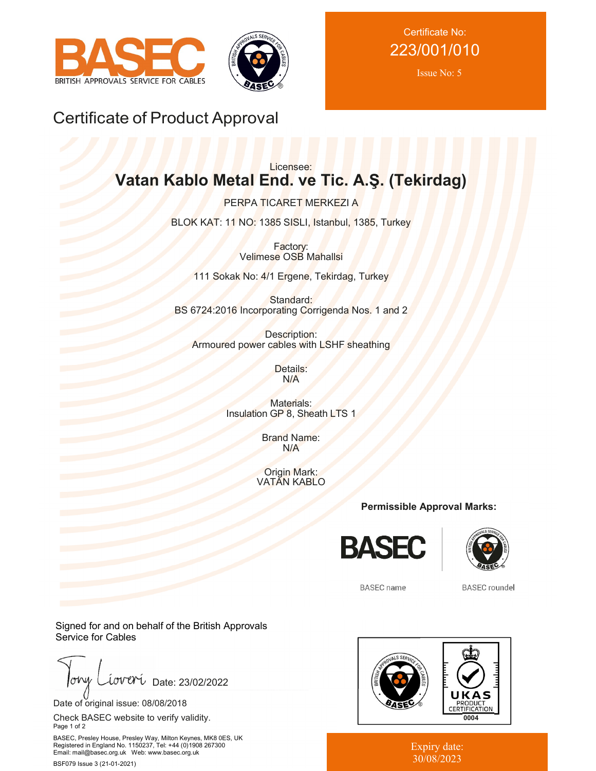BASEC
BRITISH APPROVALS SERVICE FOR CABLES

Certificate No:
223/001/010

Issue No: 5

# Certificate of Product Approval

Licensee:
## Vatan Kablo Metal End. ve Tic. A.Ş. (Tekirdag)

PERPA TICARET MERKEZI A

BLOK KAT: 11 NO: 1385 SISLI, Istanbul, 1385, Turkey

Factory:
Velimese OSB Mahallsi

111 Sokak No: 4/1 Ergene, Tekirdag, Turkey

Standard:
BS 6724:2016 Incorporating Corrigenda Nos. 1 and 2

Description:
Armoured power cables with LSHF sheathing

Details:
N/A

Materials:
Insulation GP 8, Sheath LTS 1

Brand Name:
N/A

Origin Mark:
VATAN KABLO

**Permissible Approval Marks:**

BASEC name | BASEC roundel

Signed for and on behalf of the British Approvals Service for Cables

Date: 23/02/2022

Date of original issue: 08/08/2018

Check BASEC website to verify validity.

UKAS PRODUCT CERTIFICATION 0004

Expiry date:
30/08/2023

BASEC, Presley House, Presley Way, Milton Keynes, MK8 0ES, UK
Registered in England No. 1150237, Tel: +44 (0)1908 267300
Email: mail@basec.org.uk Web: www.basec.org.uk

BSF079 Issue 3 (21-01-2021)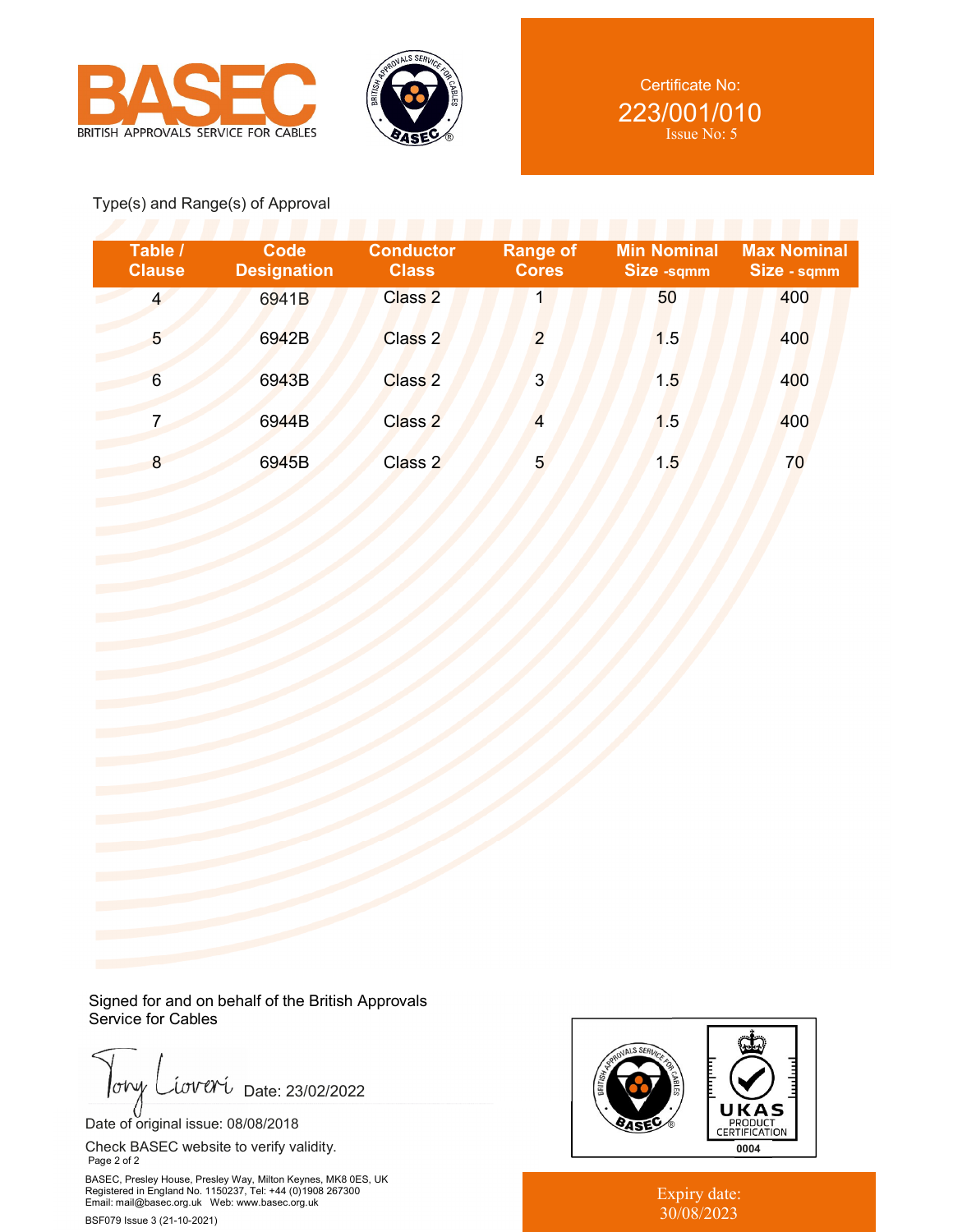BASEC
BRITISH APPROVALS SERVICE FOR CABLES

Certificate No:
223/001/010
Issue No: 5

Type(s) and Range(s) of Approval

| Table / Clause | Code Designation | Conductor Class | Range of Cores | Min Nominal Size -sqmm | Max Nominal Size - sqmm |
|---|---|---|---|---|---|
| 4 | 6941B | Class 2 | 1 | 50 | 400 |
| 5 | 6942B | Class 2 | 2 | 1.5 | 400 |
| 6 | 6943B | Class 2 | 3 | 1.5 | 400 |
| 7 | 6944B | Class 2 | 4 | 1.5 | 400 |
| 8 | 6945B | Class 2 | 5 | 1.5 | 70 |

Signed for and on behalf of the British Approvals Service for Cables

Tony Liovori Date: 23/02/2022

Date of original issue: 08/08/2018

Check BASEC website to verify validity.

BASEC, Presley House, Presley Way, Milton Keynes, MK8 0ES, UK
Registered in England No. 1150237, Tel: +44 (0)1908 267300
Email: mail@basec.org.uk Web: www.basec.org.uk

BSF079 Issue 3 (21-10-2021)

UKAS PRODUCT CERTIFICATION 0004

Expiry date:
30/08/2023